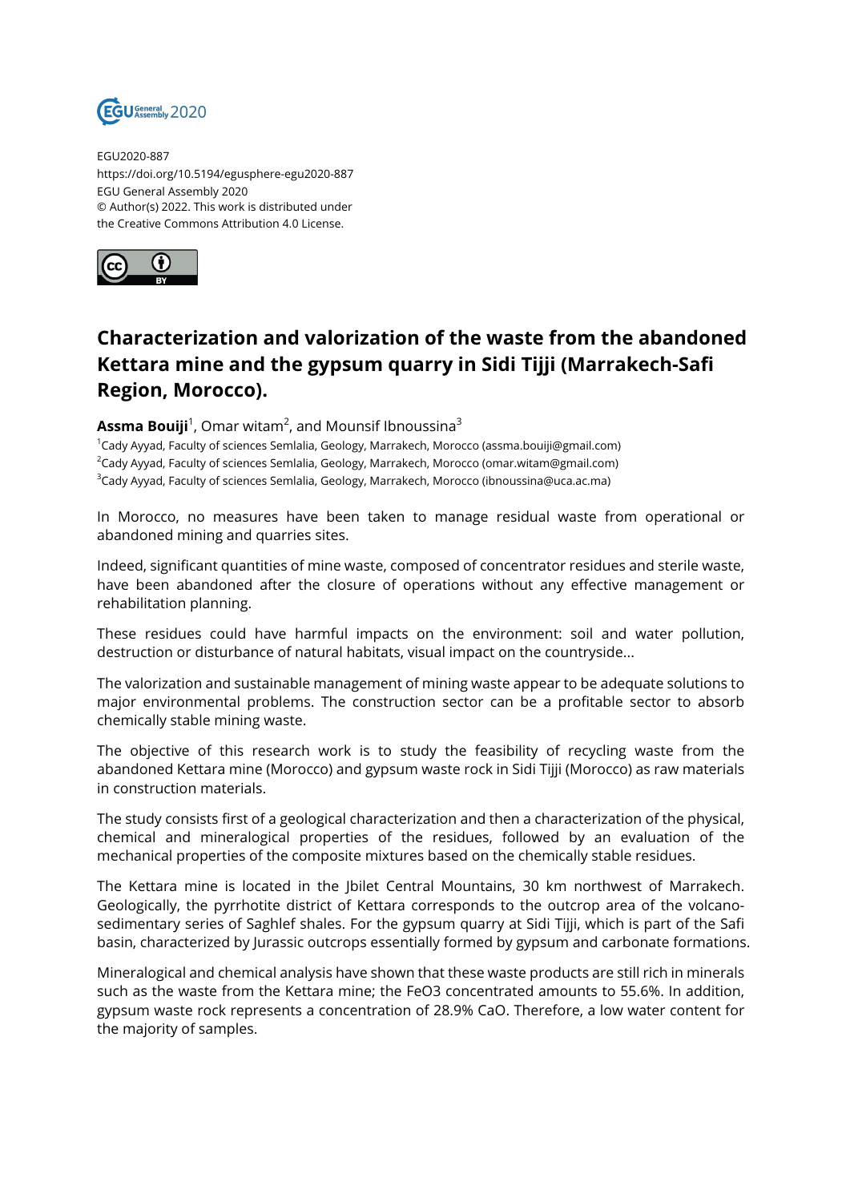EGU2020-887
https://doi.org/10.5194/egusphere-egu2020-887
EGU General Assembly 2020
© Author(s) 2022. This work is distributed under
the Creative Commons Attribution 4.0 License.

# Characterization and valorization of the waste from the abandoned Kettara mine and the gypsum quarry in Sidi Tijji (Marrakech-Safi Region, Morocco).

**Assma Bouiji**[1], Omar witam[2], and Mounsif Ibnoussina[3]

[1]Cady Ayyad, Faculty of sciences Semlalia, Geology, Marrakech, Morocco (assma.bouiji@gmail.com)
[2]Cady Ayyad, Faculty of sciences Semlalia, Geology, Marrakech, Morocco (omar.witam@gmail.com)
[3]Cady Ayyad, Faculty of sciences Semlalia, Geology, Marrakech, Morocco (ibnoussina@uca.ac.ma)

In Morocco, no measures have been taken to manage residual waste from operational or abandoned mining and quarries sites.

Indeed, significant quantities of mine waste, composed of concentrator residues and sterile waste, have been abandoned after the closure of operations without any effective management or rehabilitation planning.

These residues could have harmful impacts on the environment: soil and water pollution, destruction or disturbance of natural habitats, visual impact on the countryside...

The valorization and sustainable management of mining waste appear to be adequate solutions to major environmental problems. The construction sector can be a profitable sector to absorb chemically stable mining waste.

The objective of this research work is to study the feasibility of recycling waste from the abandoned Kettara mine (Morocco) and gypsum waste rock in Sidi Tijji (Morocco) as raw materials in construction materials.

The study consists first of a geological characterization and then a characterization of the physical, chemical and mineralogical properties of the residues, followed by an evaluation of the mechanical properties of the composite mixtures based on the chemically stable residues.

The Kettara mine is located in the Jbilet Central Mountains, 30 km northwest of Marrakech. Geologically, the pyrrhotite district of Kettara corresponds to the outcrop area of the volcano-sedimentary series of Saghlef shales. For the gypsum quarry at Sidi Tijji, which is part of the Safi basin, characterized by Jurassic outcrops essentially formed by gypsum and carbonate formations.

Mineralogical and chemical analysis have shown that these waste products are still rich in minerals such as the waste from the Kettara mine; the $FeO_3$ concentrated amounts to 55.6%. In addition, gypsum waste rock represents a concentration of 28.9% CaO. Therefore, a low water content for the majority of samples.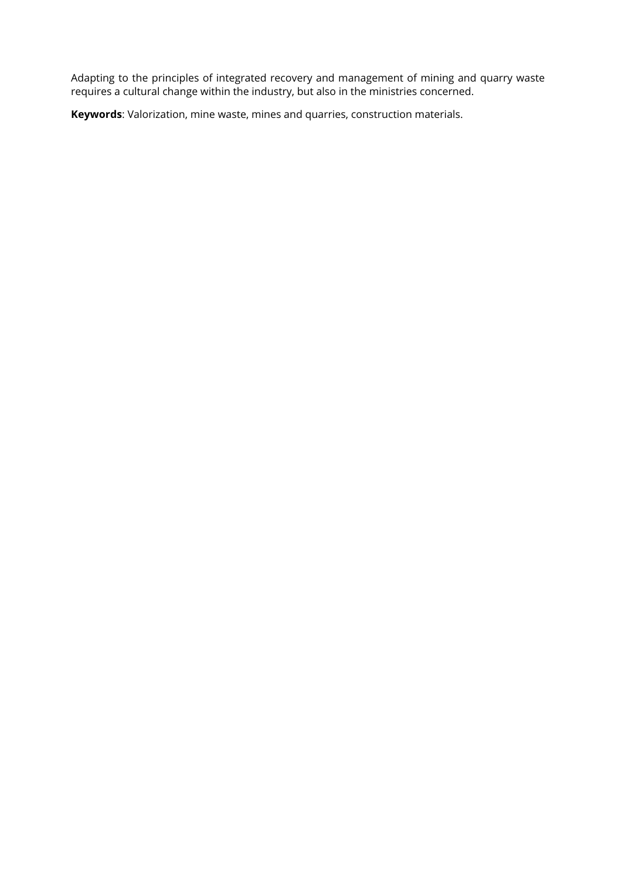Adapting to the principles of integrated recovery and management of mining and quarry waste requires a cultural change within the industry, but also in the ministries concerned.

**Keywords**: Valorization, mine waste, mines and quarries, construction materials.